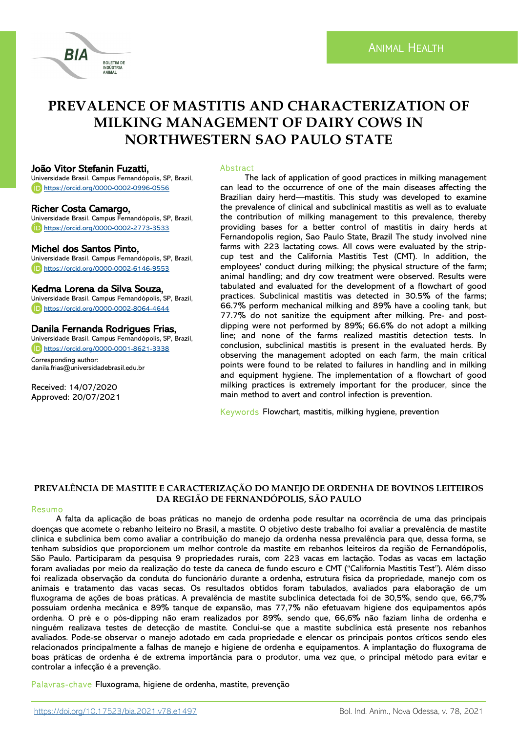ANIMAL HEALTH

# PREVALENCE OF MASTITIS AND CHARACTERIZATION OF MILKING MANAGEMENT OF DAIRY COWS IN NORTHWESTERN SAO PAULO STATE

**João Vitor Stefanin Fuzatti,**
Universidade Brasil. Campus Fernandópolis, SP, Brazil,
https://orcid.org/0000-0002-0996-0556

**Richer Costa Camargo,**
Universidade Brasil. Campus Fernandópolis, SP, Brazil,
https://orcid.org/0000-0002-2773-3533

**Michel dos Santos Pinto,**
Universidade Brasil. Campus Fernandópolis, SP, Brazil,
https://orcid.org/0000-0002-6146-9553

**Kedma Lorena da Silva Souza,**
Universidade Brasil. Campus Fernandópolis, SP, Brazil,
https://orcid.org/0000-0002-8064-4644

**Danila Fernanda Rodrigues Frias,**
Universidade Brasil. Campus Fernandópolis, SP, Brazil,
https://orcid.org/0000-0001-8621-3338

Corresponding author:
danila.frias@universidadebrasil.edu.br

Received: 14/07/2020
Approved: 20/07/2021

## Abstract

The lack of application of good practices in milking management can lead to the occurrence of one of the main diseases affecting the Brazilian dairy herd—mastitis. This study was developed to examine the prevalence of clinical and subclinical mastitis as well as to evaluate the contribution of milking management to this prevalence, thereby providing bases for a better control of mastitis in dairy herds at Fernandopolis region, Sao Paulo State, Brazil The study involved nine farms with 223 lactating cows. All cows were evaluated by the strip-cup test and the California Mastitis Test (CMT). In addition, the employees' conduct during milking; the physical structure of the farm; animal handling; and dry cow treatment were observed. Results were tabulated and evaluated for the development of a flowchart of good practices. Subclinical mastitis was detected in 30.5% of the farms; 66.7% perform mechanical milking and 89% have a cooling tank, but 77.7% do not sanitize the equipment after milking. Pre- and post-dipping were not performed by 89%; 66.6% do not adopt a milking line; and none of the farms realized mastitis detection tests. In conclusion, subclinical mastitis is present in the evaluated herds. By observing the management adopted on each farm, the main critical points were found to be related to failures in handling and in milking and equipment hygiene. The implementation of a flowchart of good milking practices is extremely important for the producer, since the main method to avert and control infection is prevention.

**Keywords** Flowchart, mastitis, milking hygiene, prevention

## PREVALÊNCIA DE MASTITE E CARACTERIZAÇÃO DO MANEJO DE ORDENHA DE BOVINOS LEITEIROS DA REGIÃO DE FERNANDÓPOLIS, SÃO PAULO

### Resumo

A falta da aplicação de boas práticas no manejo de ordenha pode resultar na ocorrência de uma das principais doenças que acomete o rebanho leiteiro no Brasil, a mastite. O objetivo deste trabalho foi avaliar a prevalência de mastite clínica e subclínica bem como avaliar a contribuição do manejo da ordenha nessa prevalência para que, dessa forma, se tenham subsídios que proporcionem um melhor controle da mastite em rebanhos leiteiros da região de Fernandópolis, São Paulo. Participaram da pesquisa 9 propriedades rurais, com 223 vacas em lactação. Todas as vacas em lactação foram avaliadas por meio da realização do teste da caneca de fundo escuro e CMT ("California Mastitis Test"). Além disso foi realizada observação da conduta do funcionário durante a ordenha, estrutura física da propriedade, manejo com os animais e tratamento das vacas secas. Os resultados obtidos foram tabulados, avaliados para elaboração de um fluxograma de ações de boas práticas. A prevalência de mastite subclínica detectada foi de 30,5%, sendo que, 66,7% possuíam ordenha mecânica e 89% tanque de expansão, mas 77,7% não efetuavam higiene dos equipamentos após ordenha. O pré e o pós-dipping não eram realizados por 89%, sendo que, 66,6% não faziam linha de ordenha e ninguém realizava testes de detecção de mastite. Conclui-se que a mastite subclínica está presente nos rebanhos avaliados. Pode-se observar o manejo adotado em cada propriedade e elencar os principais pontos críticos sendo eles relacionados principalmente a falhas de manejo e higiene de ordenha e equipamentos. A implantação do fluxograma de boas práticas de ordenha é de extrema importância para o produtor, uma vez que, o principal método para evitar e controlar a infecção é a prevenção.

**Palavras-chave** Fluxograma, higiene de ordenha, mastite, prevenção

https://doi.org/10.17523/bia.2021.v78.e1497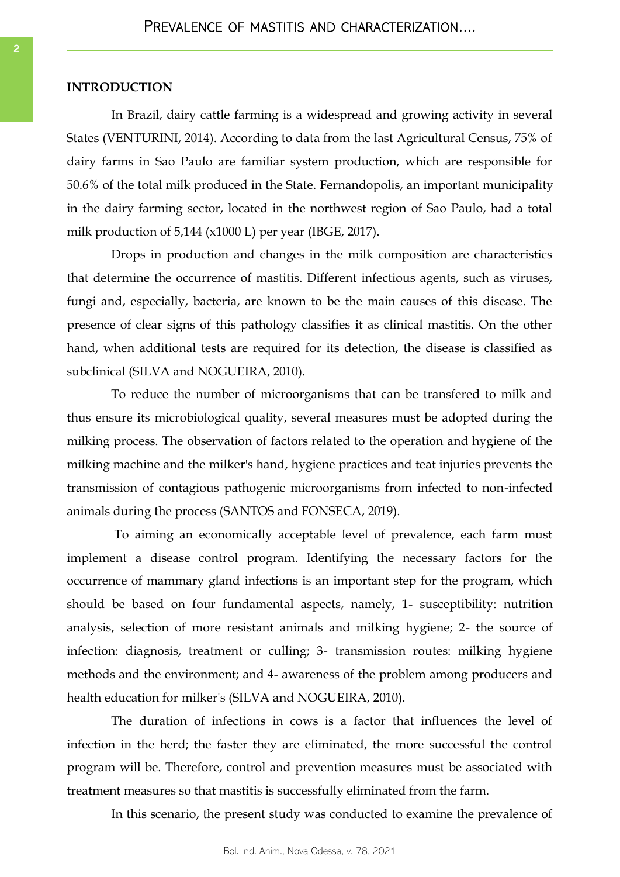## INTRODUCTION

In Brazil, dairy cattle farming is a widespread and growing activity in several States (VENTURINI, 2014). According to data from the last Agricultural Census, 75% of dairy farms in Sao Paulo are familiar system production, which are responsible for 50.6% of the total milk produced in the State. Fernandopolis, an important municipality in the dairy farming sector, located in the northwest region of Sao Paulo, had a total milk production of 5,144 (x1000 L) per year (IBGE, 2017).

Drops in production and changes in the milk composition are characteristics that determine the occurrence of mastitis. Different infectious agents, such as viruses, fungi and, especially, bacteria, are known to be the main causes of this disease. The presence of clear signs of this pathology classifies it as clinical mastitis. On the other hand, when additional tests are required for its detection, the disease is classified as subclinical (SILVA and NOGUEIRA, 2010).

To reduce the number of microorganisms that can be transfered to milk and thus ensure its microbiological quality, several measures must be adopted during the milking process. The observation of factors related to the operation and hygiene of the milking machine and the milker's hand, hygiene practices and teat injuries prevents the transmission of contagious pathogenic microorganisms from infected to non-infected animals during the process (SANTOS and FONSECA, 2019).

To aiming an economically acceptable level of prevalence, each farm must implement a disease control program. Identifying the necessary factors for the occurrence of mammary gland infections is an important step for the program, which should be based on four fundamental aspects, namely, 1- susceptibility: nutrition analysis, selection of more resistant animals and milking hygiene; 2- the source of infection: diagnosis, treatment or culling; 3- transmission routes: milking hygiene methods and the environment; and 4- awareness of the problem among producers and health education for milker's (SILVA and NOGUEIRA, 2010).

The duration of infections in cows is a factor that influences the level of infection in the herd; the faster they are eliminated, the more successful the control program will be. Therefore, control and prevention measures must be associated with treatment measures so that mastitis is successfully eliminated from the farm.

In this scenario, the present study was conducted to examine the prevalence of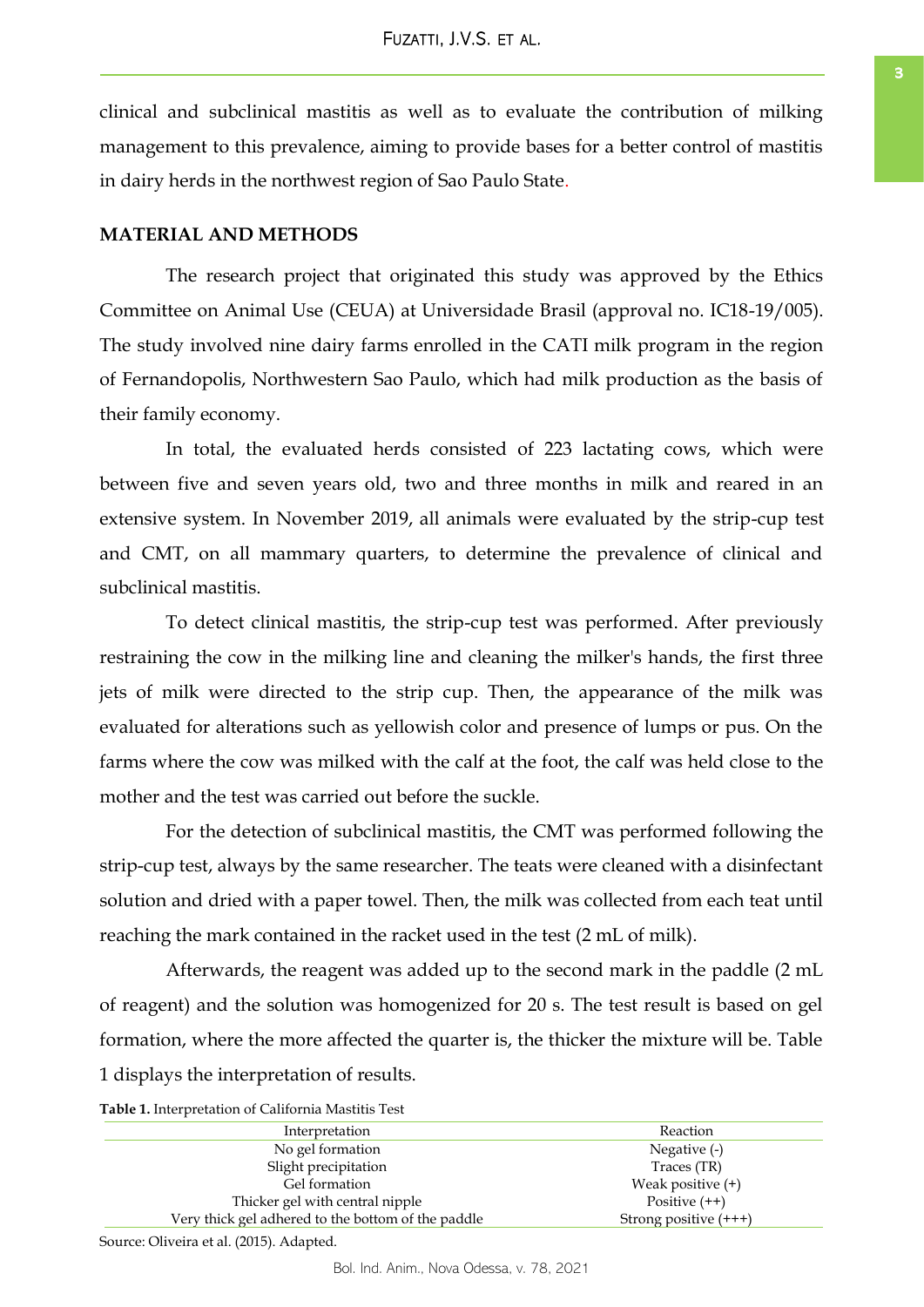clinical and subclinical mastitis as well as to evaluate the contribution of milking management to this prevalence, aiming to provide bases for a better control of mastitis in dairy herds in the northwest region of Sao Paulo State.

## MATERIAL AND METHODS

The research project that originated this study was approved by the Ethics Committee on Animal Use (CEUA) at Universidade Brasil (approval no. IC18-19/005). The study involved nine dairy farms enrolled in the CATI milk program in the region of Fernandopolis, Northwestern Sao Paulo, which had milk production as the basis of their family economy.

In total, the evaluated herds consisted of 223 lactating cows, which were between five and seven years old, two and three months in milk and reared in an extensive system. In November 2019, all animals were evaluated by the strip-cup test and CMT, on all mammary quarters, to determine the prevalence of clinical and subclinical mastitis.

To detect clinical mastitis, the strip-cup test was performed. After previously restraining the cow in the milking line and cleaning the milker's hands, the first three jets of milk were directed to the strip cup. Then, the appearance of the milk was evaluated for alterations such as yellowish color and presence of lumps or pus. On the farms where the cow was milked with the calf at the foot, the calf was held close to the mother and the test was carried out before the suckle.

For the detection of subclinical mastitis, the CMT was performed following the strip-cup test, always by the same researcher. The teats were cleaned with a disinfectant solution and dried with a paper towel. Then, the milk was collected from each teat until reaching the mark contained in the racket used in the test (2 mL of milk).

Afterwards, the reagent was added up to the second mark in the paddle (2 mL of reagent) and the solution was homogenized for 20 s. The test result is based on gel formation, where the more affected the quarter is, the thicker the mixture will be. Table 1 displays the interpretation of results.

**Table 1.** Interpretation of California Mastitis Test

| Interpretation | Reaction |
|---|---|
| No gel formation | Negative (-) |
| Slight precipitation | Traces (TR) |
| Gel formation | Weak positive (+) |
| Thicker gel with central nipple | Positive (++) |
| Very thick gel adhered to the bottom of the paddle | Strong positive (+++) |

Source: Oliveira et al. (2015). Adapted.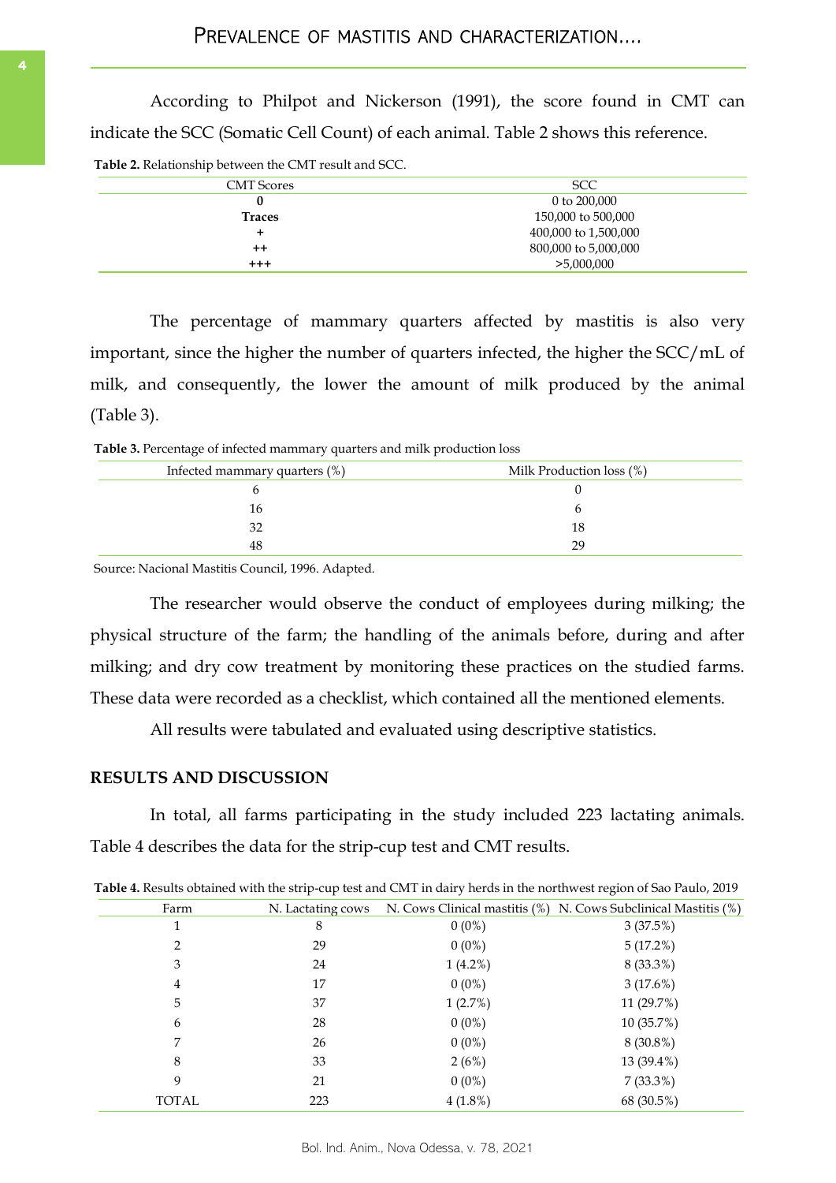According to Philpot and Nickerson (1991), the score found in CMT can indicate the SCC (Somatic Cell Count) of each animal. Table 2 shows this reference.

**Table 2.** Relationship between the CMT result and SCC.

| CMT Scores | SCC |
|---|---|
| **0** | 0 to 200,000 |
| **Traces** | 150,000 to 500,000 |
| **+** | 400,000 to 1,500,000 |
| **++** | 800,000 to 5,000,000 |
| **+++** | >5,000,000 |

The percentage of mammary quarters affected by mastitis is also very important, since the higher the number of quarters infected, the higher the SCC/mL of milk, and consequently, the lower the amount of milk produced by the animal (Table 3).

**Table 3.** Percentage of infected mammary quarters and milk production loss

| Infected mammary quarters (%) | Milk Production loss (%) |
|---|---|
| 6 | 0 |
| 16 | 6 |
| 32 | 18 |
| 48 | 29 |

Source: Nacional Mastitis Council, 1996. Adapted.

The researcher would observe the conduct of employees during milking; the physical structure of the farm; the handling of the animals before, during and after milking; and dry cow treatment by monitoring these practices on the studied farms. These data were recorded as a checklist, which contained all the mentioned elements.

All results were tabulated and evaluated using descriptive statistics.

## RESULTS AND DISCUSSION

In total, all farms participating in the study included 223 lactating animals. Table 4 describes the data for the strip-cup test and CMT results.

**Table 4.** Results obtained with the strip-cup test and CMT in dairy herds in the northwest region of Sao Paulo, 2019

| Farm | N. Lactating cows | N. Cows Clinical mastitis (%) | N. Cows Subclinical Mastitis (%) |
|---|---|---|---|
| 1 | 8 | 0 (0%) | 3 (37.5%) |
| 2 | 29 | 0 (0%) | 5 (17.2%) |
| 3 | 24 | 1 (4.2%) | 8 (33.3%) |
| 4 | 17 | 0 (0%) | 3 (17.6%) |
| 5 | 37 | 1 (2.7%) | 11 (29.7%) |
| 6 | 28 | 0 (0%) | 10 (35.7%) |
| 7 | 26 | 0 (0%) | 8 (30.8%) |
| 8 | 33 | 2 (6%) | 13 (39.4%) |
| 9 | 21 | 0 (0%) | 7 (33.3%) |
| TOTAL | 223 | 4 (1.8%) | 68 (30.5%) |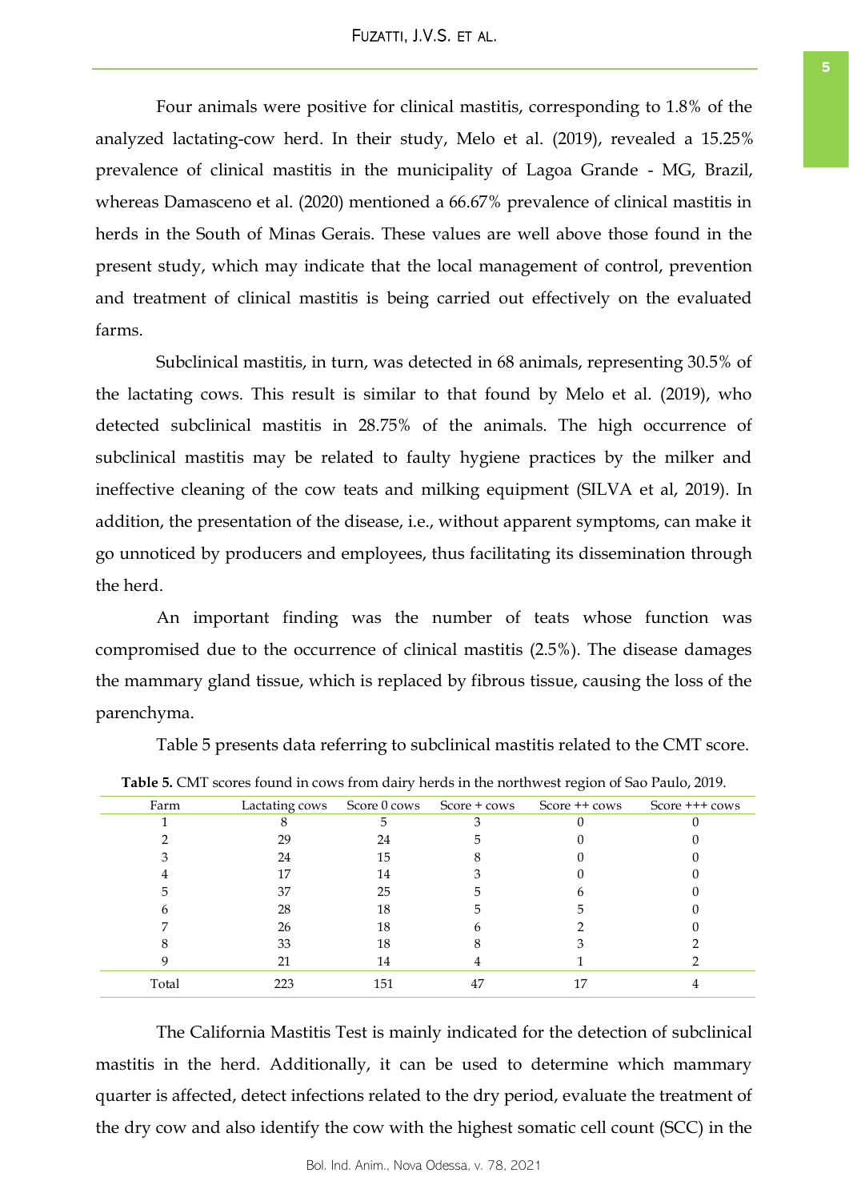Four animals were positive for clinical mastitis, corresponding to 1.8% of the analyzed lactating-cow herd. In their study, Melo et al. (2019), revealed a 15.25% prevalence of clinical mastitis in the municipality of Lagoa Grande - MG, Brazil, whereas Damasceno et al. (2020) mentioned a 66.67% prevalence of clinical mastitis in herds in the South of Minas Gerais. These values are well above those found in the present study, which may indicate that the local management of control, prevention and treatment of clinical mastitis is being carried out effectively on the evaluated farms.

Subclinical mastitis, in turn, was detected in 68 animals, representing 30.5% of the lactating cows. This result is similar to that found by Melo et al. (2019), who detected subclinical mastitis in 28.75% of the animals. The high occurrence of subclinical mastitis may be related to faulty hygiene practices by the milker and ineffective cleaning of the cow teats and milking equipment (SILVA et al, 2019). In addition, the presentation of the disease, i.e., without apparent symptoms, can make it go unnoticed by producers and employees, thus facilitating its dissemination through the herd.

An important finding was the number of teats whose function was compromised due to the occurrence of clinical mastitis (2.5%). The disease damages the mammary gland tissue, which is replaced by fibrous tissue, causing the loss of the parenchyma.

Table 5 presents data referring to subclinical mastitis related to the CMT score.

**Table 5.** CMT scores found in cows from dairy herds in the northwest region of Sao Paulo, 2019.

| Farm | Lactating cows | Score 0 cows | Score + cows | Score ++ cows | Score +++ cows |
|---|---|---|---|---|---|
| 1 | 8 | 5 | 3 | 0 | 0 |
| 2 | 29 | 24 | 5 | 0 | 0 |
| 3 | 24 | 15 | 8 | 0 | 0 |
| 4 | 17 | 14 | 3 | 0 | 0 |
| 5 | 37 | 25 | 5 | 6 | 0 |
| 6 | 28 | 18 | 5 | 5 | 0 |
| 7 | 26 | 18 | 6 | 2 | 0 |
| 8 | 33 | 18 | 8 | 3 | 2 |
| 9 | 21 | 14 | 4 | 1 | 2 |
| Total | 223 | 151 | 47 | 17 | 4 |

The California Mastitis Test is mainly indicated for the detection of subclinical mastitis in the herd. Additionally, it can be used to determine which mammary quarter is affected, detect infections related to the dry period, evaluate the treatment of the dry cow and also identify the cow with the highest somatic cell count (SCC) in the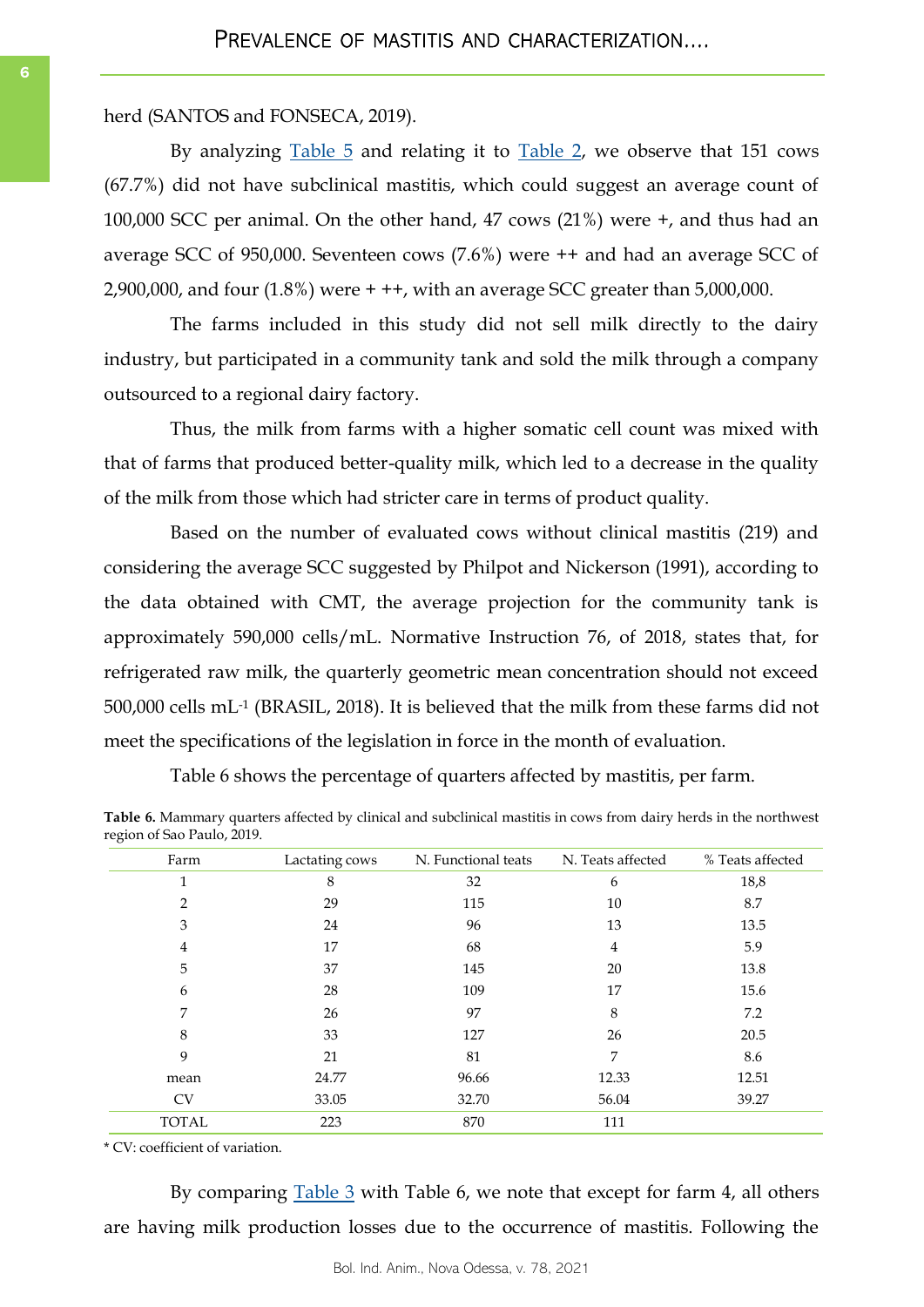herd (SANTOS and FONSECA, 2019).

By analyzing Table 5 and relating it to Table 2, we observe that 151 cows (67.7%) did not have subclinical mastitis, which could suggest an average count of 100,000 SCC per animal. On the other hand, 47 cows (21%) were +, and thus had an average SCC of 950,000. Seventeen cows (7.6%) were ++ and had an average SCC of 2,900,000, and four (1.8%) were + ++, with an average SCC greater than 5,000,000.

The farms included in this study did not sell milk directly to the dairy industry, but participated in a community tank and sold the milk through a company outsourced to a regional dairy factory.

Thus, the milk from farms with a higher somatic cell count was mixed with that of farms that produced better-quality milk, which led to a decrease in the quality of the milk from those which had stricter care in terms of product quality.

Based on the number of evaluated cows without clinical mastitis (219) and considering the average SCC suggested by Philpot and Nickerson (1991), according to the data obtained with CMT, the average projection for the community tank is approximately 590,000 cells/mL. Normative Instruction 76, of 2018, states that, for refrigerated raw milk, the quarterly geometric mean concentration should not exceed 500,000 cells $mL^{-1}$ (BRASIL, 2018). It is believed that the milk from these farms did not meet the specifications of the legislation in force in the month of evaluation.

Table 6 shows the percentage of quarters affected by mastitis, per farm.

**Table 6.** Mammary quarters affected by clinical and subclinical mastitis in cows from dairy herds in the northwest region of Sao Paulo, 2019.

| Farm | Lactating cows | N. Functional teats | N. Teats affected | % Teats affected |
|---|---|---|---|---|
| 1 | 8 | 32 | 6 | 18,8 |
| 2 | 29 | 115 | 10 | 8.7 |
| 3 | 24 | 96 | 13 | 13.5 |
| 4 | 17 | 68 | 4 | 5.9 |
| 5 | 37 | 145 | 20 | 13.8 |
| 6 | 28 | 109 | 17 | 15.6 |
| 7 | 26 | 97 | 8 | 7.2 |
| 8 | 33 | 127 | 26 | 20.5 |
| 9 | 21 | 81 | 7 | 8.6 |
| mean | 24.77 | 96.66 | 12.33 | 12.51 |
| CV | 33.05 | 32.70 | 56.04 | 39.27 |
| TOTAL | 223 | 870 | 111 | |

* CV: coefficient of variation.

By comparing Table 3 with Table 6, we note that except for farm 4, all others are having milk production losses due to the occurrence of mastitis. Following the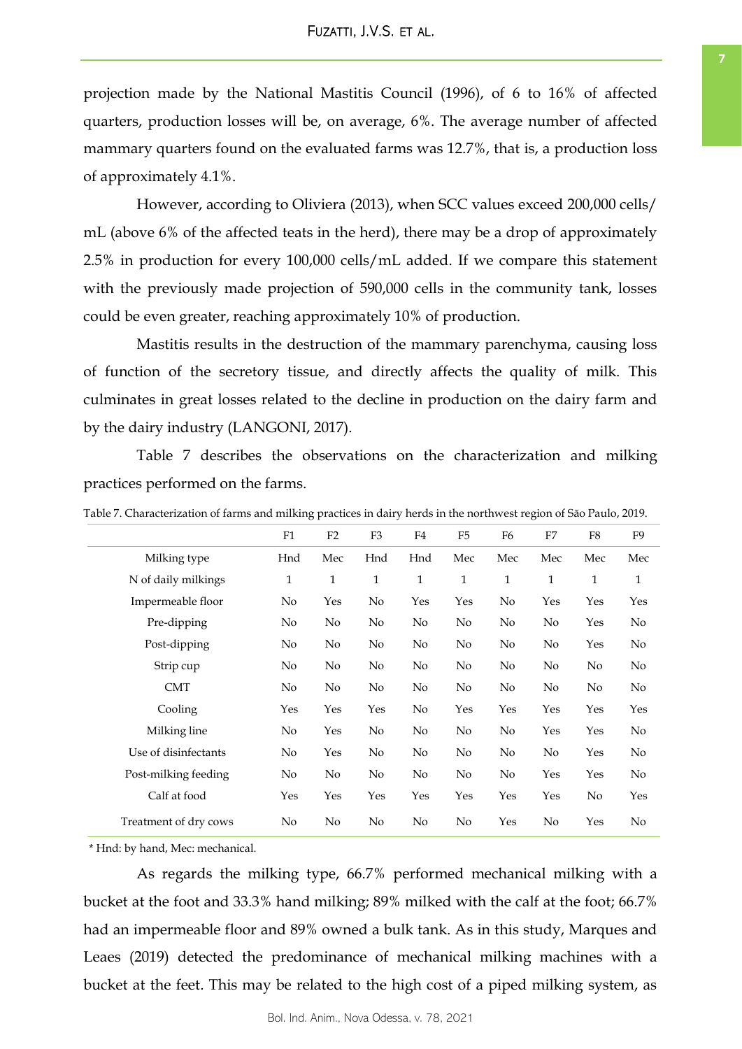projection made by the National Mastitis Council (1996), of 6 to 16% of affected quarters, production losses will be, on average, 6%. The average number of affected mammary quarters found on the evaluated farms was 12.7%, that is, a production loss of approximately 4.1%.

However, according to Oliviera (2013), when SCC values exceed 200,000 cells/mL (above 6% of the affected teats in the herd), there may be a drop of approximately 2.5% in production for every 100,000 cells/mL added. If we compare this statement with the previously made projection of 590,000 cells in the community tank, losses could be even greater, reaching approximately 10% of production.

Mastitis results in the destruction of the mammary parenchyma, causing loss of function of the secretory tissue, and directly affects the quality of milk. This culminates in great losses related to the decline in production on the dairy farm and by the dairy industry (LANGONI, 2017).

Table 7 describes the observations on the characterization and milking practices performed on the farms.

Table 7. Characterization of farms and milking practices in dairy herds in the northwest region of São Paulo, 2019.

| | F1 | F2 | F3 | F4 | F5 | F6 | F7 | F8 | F9 |
|---|---|---|---|---|---|---|---|---|---|
| Milking type | Hnd | Mec | Hnd | Hnd | Mec | Mec | Mec | Mec | Mec |
| N of daily milkings | 1 | 1 | 1 | 1 | 1 | 1 | 1 | 1 | 1 |
| Impermeable floor | No | Yes | No | Yes | Yes | No | Yes | Yes | Yes |
| Pre-dipping | No | No | No | No | No | No | No | Yes | No |
| Post-dipping | No | No | No | No | No | No | No | Yes | No |
| Strip cup | No | No | No | No | No | No | No | No | No |
| CMT | No | No | No | No | No | No | No | No | No |
| Cooling | Yes | Yes | Yes | No | Yes | Yes | Yes | Yes | Yes |
| Milking line | No | Yes | No | No | No | No | Yes | Yes | No |
| Use of disinfectants | No | Yes | No | No | No | No | No | Yes | No |
| Post-milking feeding | No | No | No | No | No | No | Yes | Yes | No |
| Calf at food | Yes | Yes | Yes | Yes | Yes | Yes | Yes | No | Yes |
| Treatment of dry cows | No | No | No | No | No | Yes | No | Yes | No |

* Hnd: by hand, Mec: mechanical.

As regards the milking type, 66.7% performed mechanical milking with a bucket at the foot and 33.3% hand milking; 89% milked with the calf at the foot; 66.7% had an impermeable floor and 89% owned a bulk tank. As in this study, Marques and Leaes (2019) detected the predominance of mechanical milking machines with a bucket at the feet. This may be related to the high cost of a piped milking system, as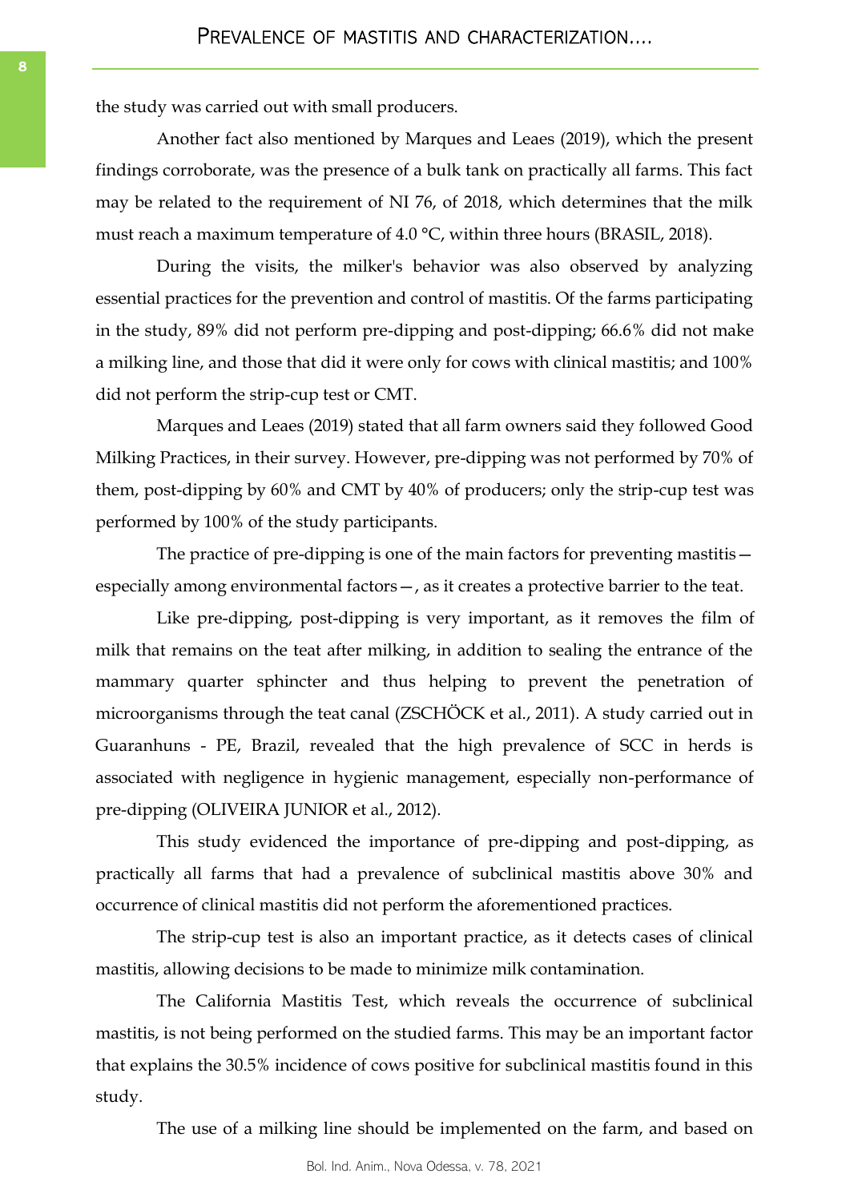the study was carried out with small producers.

Another fact also mentioned by Marques and Leaes (2019), which the present findings corroborate, was the presence of a bulk tank on practically all farms. This fact may be related to the requirement of NI 76, of 2018, which determines that the milk must reach a maximum temperature of 4.0 °C, within three hours (BRASIL, 2018).

During the visits, the milker's behavior was also observed by analyzing essential practices for the prevention and control of mastitis. Of the farms participating in the study, 89% did not perform pre-dipping and post-dipping; 66.6% did not make a milking line, and those that did it were only for cows with clinical mastitis; and 100% did not perform the strip-cup test or CMT.

Marques and Leaes (2019) stated that all farm owners said they followed Good Milking Practices, in their survey. However, pre-dipping was not performed by 70% of them, post-dipping by 60% and CMT by 40% of producers; only the strip-cup test was performed by 100% of the study participants.

The practice of pre-dipping is one of the main factors for preventing mastitis—especially among environmental factors—, as it creates a protective barrier to the teat.

Like pre-dipping, post-dipping is very important, as it removes the film of milk that remains on the teat after milking, in addition to sealing the entrance of the mammary quarter sphincter and thus helping to prevent the penetration of microorganisms through the teat canal (ZSCHÖCK et al., 2011). A study carried out in Guaranhuns - PE, Brazil, revealed that the high prevalence of SCC in herds is associated with negligence in hygienic management, especially non-performance of pre-dipping (OLIVEIRA JUNIOR et al., 2012).

This study evidenced the importance of pre-dipping and post-dipping, as practically all farms that had a prevalence of subclinical mastitis above 30% and occurrence of clinical mastitis did not perform the aforementioned practices.

The strip-cup test is also an important practice, as it detects cases of clinical mastitis, allowing decisions to be made to minimize milk contamination.

The California Mastitis Test, which reveals the occurrence of subclinical mastitis, is not being performed on the studied farms. This may be an important factor that explains the 30.5% incidence of cows positive for subclinical mastitis found in this study.

The use of a milking line should be implemented on the farm, and based on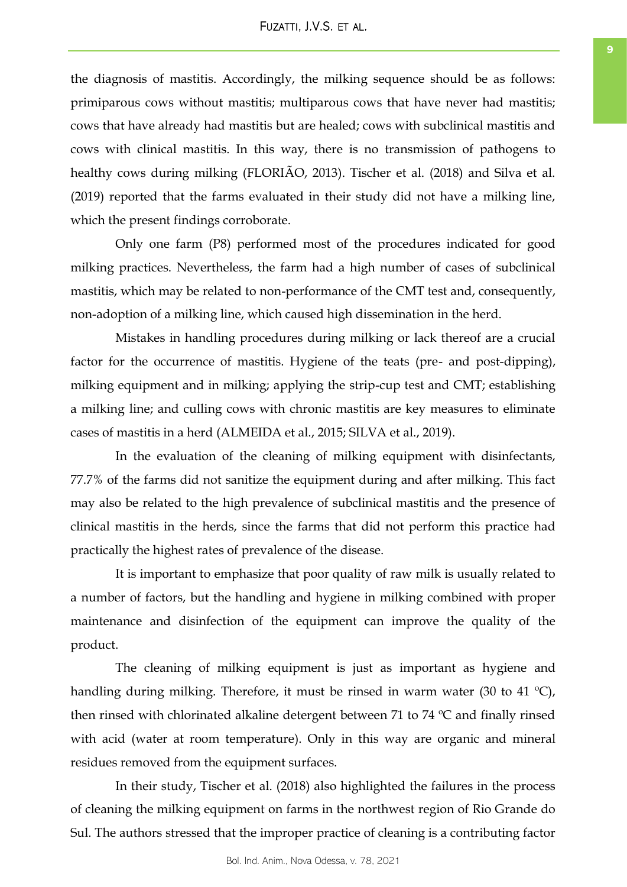the diagnosis of mastitis. Accordingly, the milking sequence should be as follows: primiparous cows without mastitis; multiparous cows that have never had mastitis; cows that have already had mastitis but are healed; cows with subclinical mastitis and cows with clinical mastitis. In this way, there is no transmission of pathogens to healthy cows during milking (FLORIÃO, 2013). Tischer et al. (2018) and Silva et al. (2019) reported that the farms evaluated in their study did not have a milking line, which the present findings corroborate.

Only one farm (P8) performed most of the procedures indicated for good milking practices. Nevertheless, the farm had a high number of cases of subclinical mastitis, which may be related to non-performance of the CMT test and, consequently, non-adoption of a milking line, which caused high dissemination in the herd.

Mistakes in handling procedures during milking or lack thereof are a crucial factor for the occurrence of mastitis. Hygiene of the teats (pre- and post-dipping), milking equipment and in milking; applying the strip-cup test and CMT; establishing a milking line; and culling cows with chronic mastitis are key measures to eliminate cases of mastitis in a herd (ALMEIDA et al., 2015; SILVA et al., 2019).

In the evaluation of the cleaning of milking equipment with disinfectants, 77.7% of the farms did not sanitize the equipment during and after milking. This fact may also be related to the high prevalence of subclinical mastitis and the presence of clinical mastitis in the herds, since the farms that did not perform this practice had practically the highest rates of prevalence of the disease.

It is important to emphasize that poor quality of raw milk is usually related to a number of factors, but the handling and hygiene in milking combined with proper maintenance and disinfection of the equipment can improve the quality of the product.

The cleaning of milking equipment is just as important as hygiene and handling during milking. Therefore, it must be rinsed in warm water (30 to 41 ºC), then rinsed with chlorinated alkaline detergent between 71 to 74 ºC and finally rinsed with acid (water at room temperature). Only in this way are organic and mineral residues removed from the equipment surfaces.

In their study, Tischer et al. (2018) also highlighted the failures in the process of cleaning the milking equipment on farms in the northwest region of Rio Grande do Sul. The authors stressed that the improper practice of cleaning is a contributing factor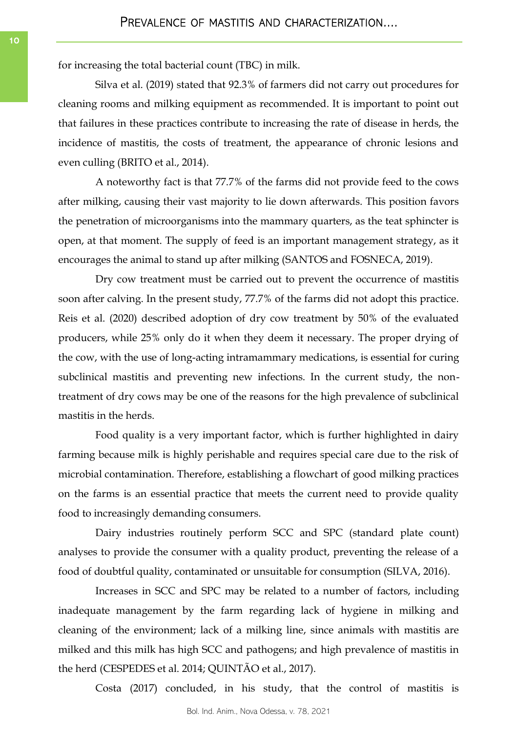for increasing the total bacterial count (TBC) in milk.

Silva et al. (2019) stated that 92.3% of farmers did not carry out procedures for cleaning rooms and milking equipment as recommended. It is important to point out that failures in these practices contribute to increasing the rate of disease in herds, the incidence of mastitis, the costs of treatment, the appearance of chronic lesions and even culling (BRITO et al., 2014).

A noteworthy fact is that 77.7% of the farms did not provide feed to the cows after milking, causing their vast majority to lie down afterwards. This position favors the penetration of microorganisms into the mammary quarters, as the teat sphincter is open, at that moment. The supply of feed is an important management strategy, as it encourages the animal to stand up after milking (SANTOS and FOSNECA, 2019).

Dry cow treatment must be carried out to prevent the occurrence of mastitis soon after calving. In the present study, 77.7% of the farms did not adopt this practice. Reis et al. (2020) described adoption of dry cow treatment by 50% of the evaluated producers, while 25% only do it when they deem it necessary. The proper drying of the cow, with the use of long-acting intramammary medications, is essential for curing subclinical mastitis and preventing new infections. In the current study, the non-treatment of dry cows may be one of the reasons for the high prevalence of subclinical mastitis in the herds.

Food quality is a very important factor, which is further highlighted in dairy farming because milk is highly perishable and requires special care due to the risk of microbial contamination. Therefore, establishing a flowchart of good milking practices on the farms is an essential practice that meets the current need to provide quality food to increasingly demanding consumers.

Dairy industries routinely perform SCC and SPC (standard plate count) analyses to provide the consumer with a quality product, preventing the release of a food of doubtful quality, contaminated or unsuitable for consumption (SILVA, 2016).

Increases in SCC and SPC may be related to a number of factors, including inadequate management by the farm regarding lack of hygiene in milking and cleaning of the environment; lack of a milking line, since animals with mastitis are milked and this milk has high SCC and pathogens; and high prevalence of mastitis in the herd (CESPEDES et al. 2014; QUINTÃO et al., 2017).

Costa (2017) concluded, in his study, that the control of mastitis is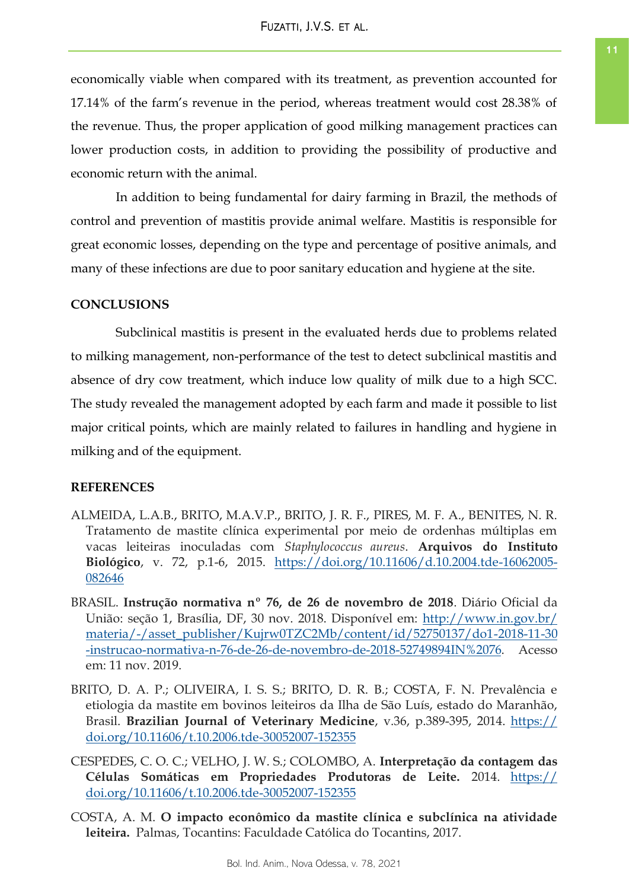economically viable when compared with its treatment, as prevention accounted for 17.14% of the farm's revenue in the period, whereas treatment would cost 28.38% of the revenue. Thus, the proper application of good milking management practices can lower production costs, in addition to providing the possibility of productive and economic return with the animal.

In addition to being fundamental for dairy farming in Brazil, the methods of control and prevention of mastitis provide animal welfare. Mastitis is responsible for great economic losses, depending on the type and percentage of positive animals, and many of these infections are due to poor sanitary education and hygiene at the site.

## CONCLUSIONS

Subclinical mastitis is present in the evaluated herds due to problems related to milking management, non-performance of the test to detect subclinical mastitis and absence of dry cow treatment, which induce low quality of milk due to a high SCC. The study revealed the management adopted by each farm and made it possible to list major critical points, which are mainly related to failures in handling and hygiene in milking and of the equipment.

## REFERENCES

ALMEIDA, L.A.B., BRITO, M.A.V.P., BRITO, J. R. F., PIRES, M. F. A., BENITES, N. R. Tratamento de mastite clínica experimental por meio de ordenhas múltiplas em vacas leiteiras inoculadas com *Staphylococcus aureus*. **Arquivos do Instituto Biológico**, v. 72, p.1-6, 2015. https://doi.org/10.11606/d.10.2004.tde-16062005-082646

BRASIL. **Instrução normativa nº 76, de 26 de novembro de 2018**. Diário Oficial da União: seção 1, Brasília, DF, 30 nov. 2018. Disponível em: http://www.in.gov.br/materia/-/asset_publisher/Kujrw0TZC2Mb/content/id/52750137/do1-2018-11-30-instrucao-normativa-n-76-de-26-de-novembro-de-2018-52749894IN%2076. Acesso em: 11 nov. 2019.

BRITO, D. A. P.; OLIVEIRA, I. S. S.; BRITO, D. R. B.; COSTA, F. N. Prevalência e etiologia da mastite em bovinos leiteiros da Ilha de São Luís, estado do Maranhão, Brasil. **Brazilian Journal of Veterinary Medicine**, v.36, p.389-395, 2014. https://doi.org/10.11606/t.10.2006.tde-30052007-152355

CESPEDES, C. O. C.; VELHO, J. W. S.; COLOMBO, A. **Interpretação da contagem das Células Somáticas em Propriedades Produtoras de Leite.** 2014. https://doi.org/10.11606/t.10.2006.tde-30052007-152355

COSTA, A. M. **O impacto econômico da mastite clínica e subclínica na atividade leiteira.** Palmas, Tocantins: Faculdade Católica do Tocantins, 2017.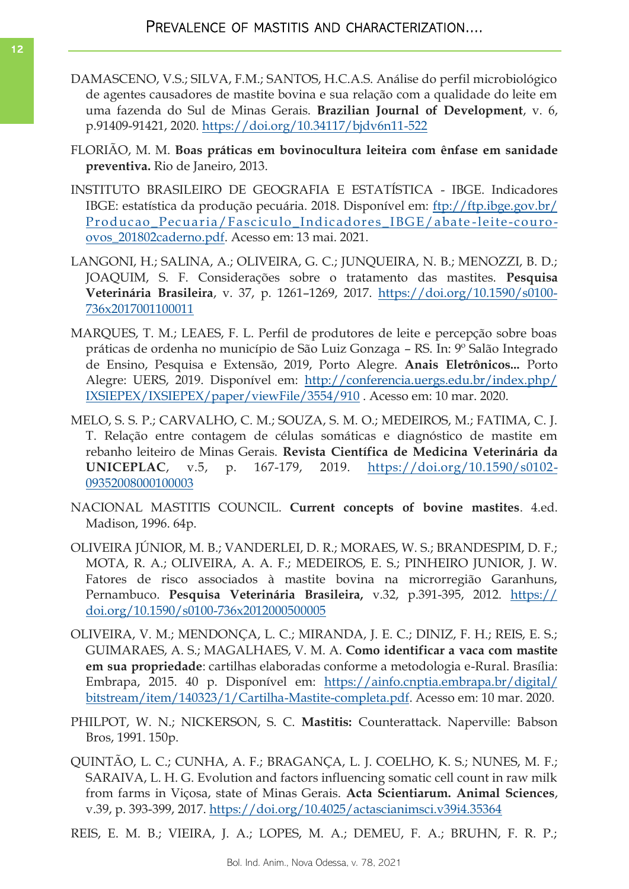DAMASCENO, V.S.; SILVA, F.M.; SANTOS, H.C.A.S. Análise do perfil microbiológico de agentes causadores de mastite bovina e sua relação com a qualidade do leite em uma fazenda do Sul de Minas Gerais. **Brazilian Journal of Development**, v. 6, p.91409-91421, 2020. https://doi.org/10.34117/bjdv6n11-522

FLORIÃO, M. M. **Boas práticas em bovinocultura leiteira com ênfase em sanidade preventiva.** Rio de Janeiro, 2013.

INSTITUTO BRASILEIRO DE GEOGRAFIA E ESTATÍSTICA - IBGE. Indicadores IBGE: estatística da produção pecuária. 2018. Disponível em: ftp://ftp.ibge.gov.br/Producao_Pecuaria/Fasciculo_Indicadores_IBGE/abate-leite-couro-ovos_201802caderno.pdf. Acesso em: 13 mai. 2021.

LANGONI, H.; SALINA, A.; OLIVEIRA, G. C.; JUNQUEIRA, N. B.; MENOZZI, B. D.; JOAQUIM, S. F. Considerações sobre o tratamento das mastites. **Pesquisa Veterinária Brasileira**, v. 37, p. 1261–1269, 2017. https://doi.org/10.1590/s0100-736x2017001100011

MARQUES, T. M.; LEAES, F. L. Perfil de produtores de leite e percepção sobre boas práticas de ordenha no município de São Luiz Gonzaga – RS. In: 9º Salão Integrado de Ensino, Pesquisa e Extensão, 2019, Porto Alegre. **Anais Eletrônicos...** Porto Alegre: UERS, 2019. Disponível em: http://conferencia.uergs.edu.br/index.php/IXSIEPEX/IXSIEPEX/paper/viewFile/3554/910 . Acesso em: 10 mar. 2020.

MELO, S. S. P.; CARVALHO, C. M.; SOUZA, S. M. O.; MEDEIROS, M.; FATIMA, C. J. T. Relação entre contagem de células somáticas e diagnóstico de mastite em rebanho leiteiro de Minas Gerais. **Revista Científica de Medicina Veterinária da UNICEPLAC**, v.5, p. 167-179, 2019. https://doi.org/10.1590/s0102-09352008000100003

NACIONAL MASTITIS COUNCIL. **Current concepts of bovine mastites**. 4.ed. Madison, 1996. 64p.

OLIVEIRA JÚNIOR, M. B.; VANDERLEI, D. R.; MORAES, W. S.; BRANDESPIM, D. F.; MOTA, R. A.; OLIVEIRA, A. A. F.; MEDEIROS, E. S.; PINHEIRO JUNIOR, J. W. Fatores de risco associados à mastite bovina na microrregião Garanhuns, Pernambuco. **Pesquisa Veterinária Brasileira,** v.32, p.391-395, 2012. https://doi.org/10.1590/s0100-736x2012000500005

OLIVEIRA, V. M.; MENDONÇA, L. C.; MIRANDA, J. E. C.; DINIZ, F. H.; REIS, E. S.; GUIMARAES, A. S.; MAGALHAES, V. M. A. **Como identificar a vaca com mastite em sua propriedade**: cartilhas elaboradas conforme a metodologia e-Rural. Brasília: Embrapa, 2015. 40 p. Disponível em: https://ainfo.cnptia.embrapa.br/digital/bitstream/item/140323/1/Cartilha-Mastite-completa.pdf. Acesso em: 10 mar. 2020.

PHILPOT, W. N.; NICKERSON, S. C. **Mastitis:** Counterattack. Naperville: Babson Bros, 1991. 150p.

QUINTÃO, L. C.; CUNHA, A. F.; BRAGANÇA, L. J. COELHO, K. S.; NUNES, M. F.; SARAIVA, L. H. G. Evolution and factors influencing somatic cell count in raw milk from farms in Viçosa, state of Minas Gerais. **Acta Scientiarum. Animal Sciences**, v.39, p. 393-399, 2017. https://doi.org/10.4025/actascianimsci.v39i4.35364

REIS, E. M. B.; VIEIRA, J. A.; LOPES, M. A.; DEMEU, F. A.; BRUHN, F. R. P.;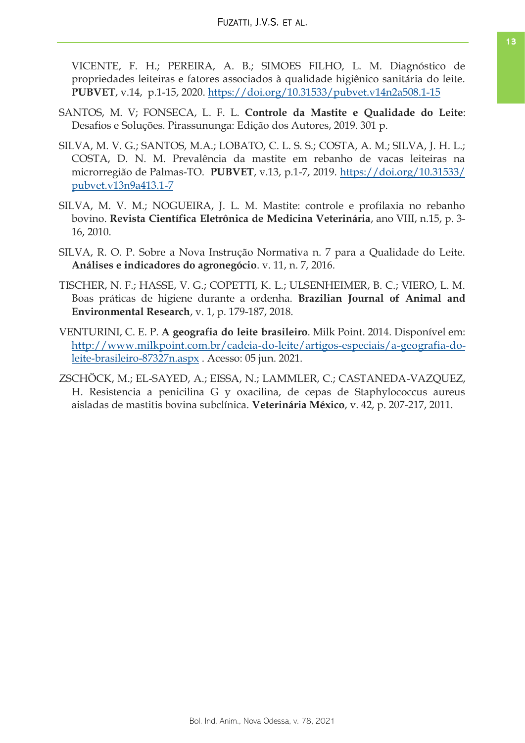VICENTE, F. H.; PEREIRA, A. B.; SIMOES FILHO, L. M. Diagnóstico de propriedades leiteiras e fatores associados à qualidade higiênico sanitária do leite. **PUBVET**, v.14, p.1-15, 2020. https://doi.org/10.31533/pubvet.v14n2a508.1-15

SANTOS, M. V; FONSECA, L. F. L. **Controle da Mastite e Qualidade do Leite**: Desafios e Soluções. Pirassununga: Edição dos Autores, 2019. 301 p.

SILVA, M. V. G.; SANTOS, M.A.; LOBATO, C. L. S. S.; COSTA, A. M.; SILVA, J. H. L.; COSTA, D. N. M. Prevalência da mastite em rebanho de vacas leiteiras na microrregião de Palmas-TO. **PUBVET**, v.13, p.1-7, 2019. https://doi.org/10.31533/pubvet.v13n9a413.1-7

SILVA, M. V. M.; NOGUEIRA, J. L. M. Mastite: controle e profilaxia no rebanho bovino. **Revista Científica Eletrônica de Medicina Veterinária**, ano VIII, n.15, p. 3-16, 2010.

SILVA, R. O. P. Sobre a Nova Instrução Normativa n. 7 para a Qualidade do Leite. **Análises e indicadores do agronegócio**. v. 11, n. 7, 2016.

TISCHER, N. F.; HASSE, V. G.; COPETTI, K. L.; ULSENHEIMER, B. C.; VIERO, L. M. Boas práticas de higiene durante a ordenha. **Brazilian Journal of Animal and Environmental Research**, v. 1, p. 179-187, 2018.

VENTURINI, C. E. P. **A geografia do leite brasileiro**. Milk Point. 2014. Disponível em: http://www.milkpoint.com.br/cadeia-do-leite/artigos-especiais/a-geografia-do-leite-brasileiro-87327n.aspx . Acesso: 05 jun. 2021.

ZSCHÖCK, M.; EL-SAYED, A.; EISSA, N.; LAMMLER, C.; CASTANEDA-VAZQUEZ, H. Resistencia a penicilina G y oxacilina, de cepas de Staphylococcus aureus aisladas de mastitis bovina subclínica. **Veterinária México**, v. 42, p. 207-217, 2011.